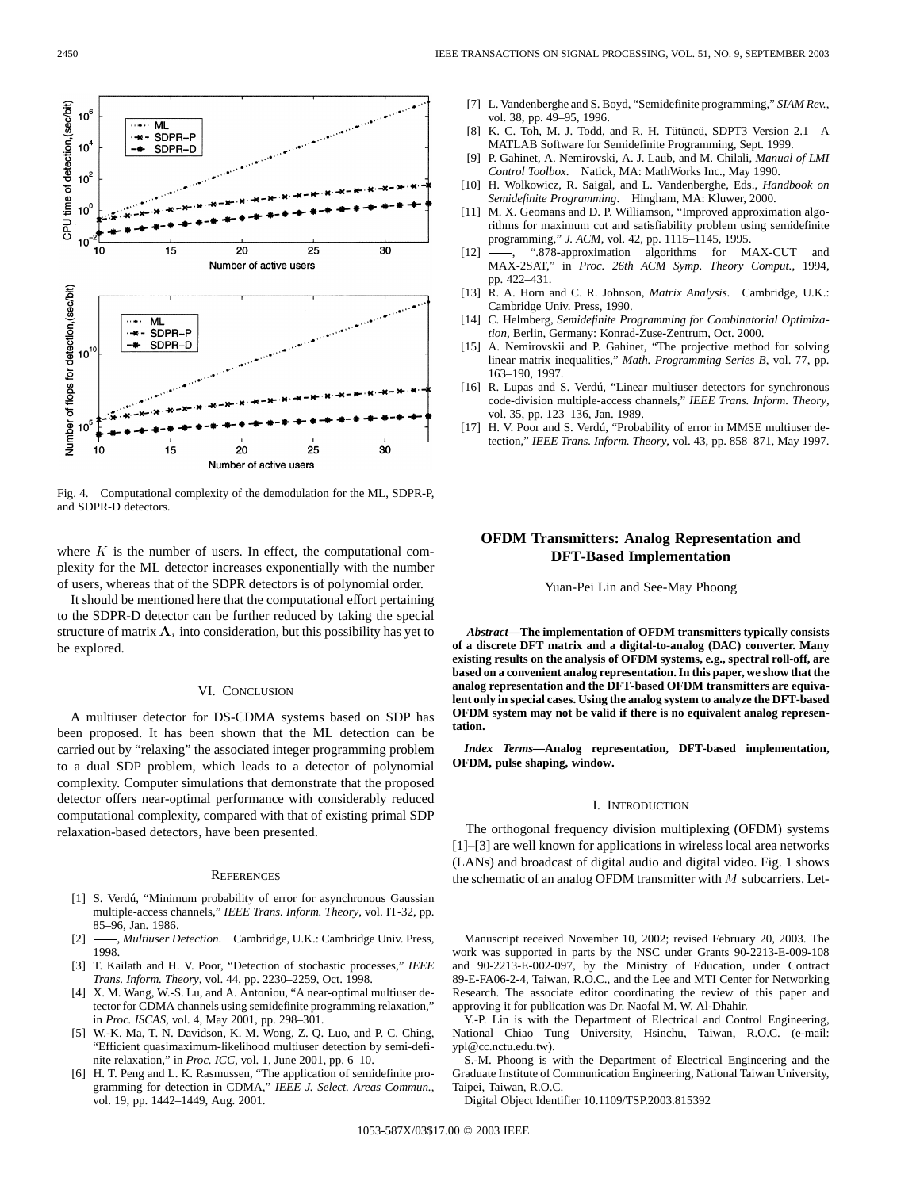Fig. 4. Computational complexity of the demodulation for the ML, SDPR-P, and SDPR-D detectors.

where $K$ is the number of users. In effect, the computational complexity for the ML detector increases exponentially with the number of users, whereas that of the SDPR detectors is of polynomial order.

It should be mentioned here that the computational effort pertaining to the SDPR-D detector can be further reduced by taking the special structure of matrix $\mathbf{A}_i$ into consideration, but this possibility has yet to be explored.

## VI. CONCLUSION

A multiuser detector for DS-CDMA systems based on SDP has been proposed. It has been shown that the ML detection can be carried out by "relaxing" the associated integer programming problem to a dual SDP problem, which leads to a detector of polynomial complexity. Computer simulations that demonstrate that the proposed detector offers near-optimal performance with considerably reduced computational complexity, compared with that of existing primal SDP relaxation-based detectors, have been presented.

## REFERENCES

[1] S. Verdú, "Minimum probability of error for asynchronous Gaussian multiple-access channels," *IEEE Trans. Inform. Theory*, vol. IT-32, pp. 85–96, Jan. 1986.

[2] ——, *Multiuser Detection*. Cambridge, U.K.: Cambridge Univ. Press, 1998.

[3] T. Kailath and H. V. Poor, "Detection of stochastic processes," *IEEE Trans. Inform. Theory*, vol. 44, pp. 2230–2259, Oct. 1998.

[4] X. M. Wang, W.-S. Lu, and A. Antoniou, "A near-optimal multiuser detector for CDMA channels using semidefinite programming relaxation," in *Proc. ISCAS*, vol. 4, May 2001, pp. 298–301.

[5] W.-K. Ma, T. N. Davidson, K. M. Wong, Z. Q. Luo, and P. C. Ching, "Efficient quasimaximum-likelihood multiuser detection by semi-definite relaxation," in *Proc. ICC*, vol. 1, June 2001, pp. 6–10.

[6] H. T. Peng and L. K. Rasmussen, "The application of semidefinite programming for detection in CDMA," *IEEE J. Select. Areas Commun.*, vol. 19, pp. 1442–1449, Aug. 2001.

[7] L. Vandenberghe and S. Boyd, "Semidefinite programming," *SIAM Rev.*, vol. 38, pp. 49–95, 1996.

[8] K. C. Toh, M. J. Todd, and R. H. Tütüncü, SDPT3 Version 2.1—A MATLAB Software for Semidefinite Programming, Sept. 1999.

[9] P. Gahinet, A. Nemirovski, A. J. Laub, and M. Chilali, *Manual of LMI Control Toolbox*. Natick, MA: MathWorks Inc., May 1990.

[10] H. Wolkowicz, R. Saigal, and L. Vandenberghe, Eds., *Handbook on Semidefinite Programming*. Hingham, MA: Kluwer, 2000.

[11] M. X. Geomans and D. P. Williamson, "Improved approximation algorithms for maximum cut and satisfiability problem using semidefinite programming," *J. ACM*, vol. 42, pp. 1115–1145, 1995.

[12] ——, ".878-approximation algorithms for MAX-CUT and MAX-2SAT," in *Proc. 26th ACM Symp. Theory Comput.*, 1994, pp. 422–431.

[13] R. A. Horn and C. R. Johnson, *Matrix Analysis*. Cambridge, U.K.: Cambridge Univ. Press, 1990.

[14] C. Helmberg, *Semidefinite Programming for Combinatorial Optimization*, Berlin, Germany: Konrad-Zuse-Zentrum, Oct. 2000.

[15] A. Nemirovskii and P. Gahinet, "The projective method for solving linear matrix inequalities," *Math. Programming Series B*, vol. 77, pp. 163–190, 1997.

[16] R. Lupas and S. Verdú, "Linear multiuser detectors for synchronous code-division multiple-access channels," *IEEE Trans. Inform. Theory*, vol. 35, pp. 123–136, Jan. 1989.

[17] H. V. Poor and S. Verdú, "Probability of error in MMSE multiuser detection," *IEEE Trans. Inform. Theory*, vol. 43, pp. 858–871, May 1997.

# OFDM Transmitters: Analog Representation and DFT-Based Implementation

Yuan-Pei Lin and See-May Phoong

***Abstract*—The implementation of OFDM transmitters typically consists of a discrete DFT matrix and a digital-to-analog (DAC) converter. Many existing results on the analysis of OFDM systems, e.g., spectral roll-off, are based on a convenient analog representation. In this paper, we show that the analog representation and the DFT-based OFDM transmitters are equivalent only in special cases. Using the analog system to analyze the DFT-based OFDM system may not be valid if there is no equivalent analog representation.**

***Index Terms*—Analog representation, DFT-based implementation, OFDM, pulse shaping, window.**

## I. INTRODUCTION

The orthogonal frequency division multiplexing (OFDM) systems [1]–[3] are well known for applications in wireless local area networks (LANs) and broadcast of digital audio and digital video. Fig. 1 shows the schematic of an analog OFDM transmitter with $M$ subcarriers. Let-

Manuscript received November 10, 2002; revised February 20, 2003. The work was supported in parts by the NSC under Grants 90-2213-E-009-108 and 90-2213-E-002-097, by the Ministry of Education, under Contract 89-E-FA06-2-4, Taiwan, R.O.C., and the Lee and MTI Center for Networking Research. The associate editor coordinating the review of this paper and approving it for publication was Dr. Naofal M. W. Al-Dhahir.

Y.-P. Lin is with the Department of Electrical and Control Engineering, National Chiao Tung University, Hsinchu, Taiwan, R.O.C. (e-mail: ypl@cc.nctu.edu.tw).

S.-M. Phoong is with the Department of Electrical Engineering and the Graduate Institute of Communication Engineering, National Taiwan University, Taipei, Taiwan, R.O.C.

Digital Object Identifier 10.1109/TSP.2003.815392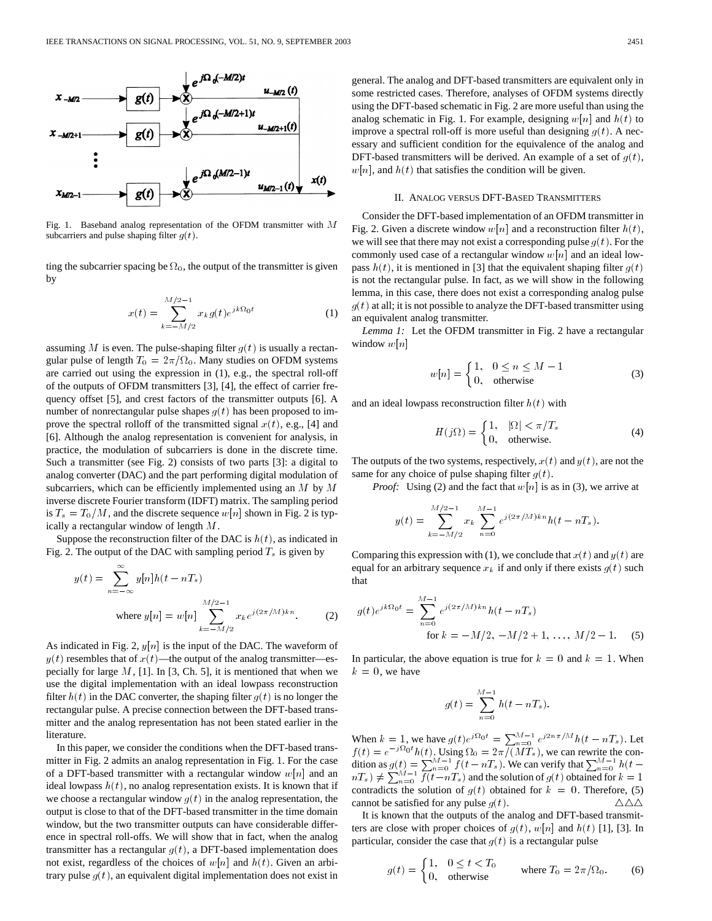Fig. 1. Baseband analog representation of the OFDM transmitter with $M$ subcarriers and pulse shaping filter $g(t)$.

ting the subcarrier spacing be $\Omega_0$, the output of the transmitter is given by

$$x(t) = \sum_{k=-M/2}^{M/2-1} x_k g(t) e^{jk\Omega_0 t} \tag{1}$$

assuming $M$ is even. The pulse-shaping filter $g(t)$ is usually a rectangular pulse of length $T_0 = 2\pi/\Omega_0$. Many studies on OFDM systems are carried out using the expression in (1), e.g., the spectral roll-off of the outputs of OFDM transmitters [3], [4], the effect of carrier frequency offset [5], and crest factors of the transmitter outputs [6]. A number of nonrectangular pulse shapes $g(t)$ has been proposed to improve the spectral rolloff of the transmitted signal $x(t)$, e.g., [4] and [6]. Although the analog representation is convenient for analysis, in practice, the modulation of subcarriers is done in the discrete time. Such a transmitter (see Fig. 2) consists of two parts [3]: a digital to analog converter (DAC) and the part performing digital modulation of subcarriers, which can be efficiently implemented using an $M$ by $M$ inverse discrete Fourier transform (IDFT) matrix. The sampling period is $T_s = T_0/M$, and the discrete sequence $w[n]$ shown in Fig. 2 is typically a rectangular window of length $M$.

Suppose the reconstruction filter of the DAC is $h(t)$, as indicated in Fig. 2. The output of the DAC with sampling period $T_s$ is given by

$$y(t) = \sum_{n=-\infty}^{\infty} y[n] h(t - nT_s)$$
$$\text{where } y[n] = w[n] \sum_{k=-M/2}^{M/2-1} x_k e^{j(2\pi/M)kn}. \tag{2}$$

As indicated in Fig. 2, $y[n]$ is the input of the DAC. The waveform of $y(t)$ resembles that of $x(t)$—the output of the analog transmitter—especially for large $M$, [1]. In [3, Ch. 5], it is mentioned that when we use the digital implementation with an ideal lowpass reconstruction filter $h(t)$ in the DAC converter, the shaping filter $g(t)$ is no longer the rectangular pulse. A precise connection between the DFT-based transmitter and the analog representation has not been stated earlier in the literature.

In this paper, we consider the conditions when the DFT-based transmitter in Fig. 2 admits an analog representation in Fig. 1. For the case of a DFT-based transmitter with a rectangular window $w[n]$ and an ideal lowpass $h(t)$, no analog representation exists. It is known that if we choose a rectangular window $g(t)$ in the analog representation, the output is close to that of the DFT-based transmitter in the time domain window, but the two transmitter outputs can have considerable differences in spectral roll-offs. We will show that in fact, when the analog transmitter has a rectangular $g(t)$, a DFT-based implementation does not exist, regardless of the choices of $w[n]$ and $h(t)$. Given an arbitrary pulse $g(t)$, an equivalent digital implementation does not exist in general. The analog and DFT-based transmitters are equivalent only in some restricted cases. Therefore, analyses of OFDM systems directly using the DFT-based schematic in Fig. 2 are more useful than using the analog schematic in Fig. 1. For example, designing $w[n]$ and $h(t)$ to improve a spectral roll-off is more useful than designing $g(t)$. A necessary and sufficient condition for the equivalence of the analog and DFT-based transmitters will be derived. An example of a set of $g(t)$, $w[n]$, and $h(t)$ that satisfies the condition will be given.

## II. Analog versus DFT-Based Transmitters

Consider the DFT-based implementation of an OFDM transmitter in Fig. 2. Given a discrete window $w[n]$ and a reconstruction filter $h(t)$, we will see that there may not exist a corresponding pulse $g(t)$. For the commonly used case of a rectangular window $w[n]$ and an ideal lowpass $h(t)$, it is mentioned in [3] that the equivalent shaping filter $g(t)$ is not the rectangular pulse. In fact, as we will show in the following lemma, in this case, there does not exist a corresponding analog pulse $g(t)$ at all; it is not possible to analyze the DFT-based transmitter using an equivalent analog transmitter.

*Lemma 1:* Let the OFDM transmitter in Fig. 2 have a rectangular window $w[n]$

$$w[n] = \begin{cases} 1, & 0 \le n \le M-1 \\ 0, & \text{otherwise} \end{cases} \tag{3}$$

and an ideal lowpass reconstruction filter $h(t)$ with

$$H(j\Omega) = \begin{cases} 1, & |\Omega| < \pi/T_s \\ 0, & \text{otherwise.} \end{cases} \tag{4}$$

The outputs of the two systems, respectively, $x(t)$ and $y(t)$, are not the same for any choice of pulse shaping filter $g(t)$.

*Proof:* Using (2) and the fact that $w[n]$ is as in (3), we arrive at

$$y(t) = \sum_{k=-M/2}^{M/2-1} x_k \sum_{n=0}^{M-1} e^{j(2\pi/M)kn} h(t - nT_s).$$

Comparing this expression with (1), we conclude that $x(t)$ and $y(t)$ are equal for an arbitrary sequence $x_k$ if and only if there exists $g(t)$ such that

$$g(t) e^{jk\Omega_0 t} = \sum_{n=0}^{M-1} e^{j(2\pi/M)kn} h(t - nT_s)$$
$$\text{for } k = -M/2, -M/2+1, \ldots, M/2-1. \tag{5}$$

In particular, the above equation is true for $k = 0$ and $k = 1$. When $k = 0$, we have

$$g(t) = \sum_{n=0}^{M-1} h(t - nT_s).$$

When $k = 1$, we have $g(t)e^{j\Omega_0 t} = \sum_{n=0}^{M-1} e^{j2n\pi/M} h(t - nT_s)$. Let $f(t) = e^{-j\Omega_0 t} h(t)$. Using $\Omega_0 = 2\pi/(MT_s)$, we can rewrite the condition as $g(t) = \sum_{n=0}^{M-1} f(t - nT_s)$. We can verify that $\sum_{n=0}^{M-1} h(t - nT_s) \ne \sum_{n=0}^{M-1} f(t - nT_s)$ and the solution of $g(t)$ obtained for $k = 1$ contradicts the solution of $g(t)$ obtained for $k = 0$. Therefore, (5) cannot be satisfied for any pulse $g(t)$. △△△

It is known that the outputs of the analog and DFT-based transmitters are close with proper choices of $g(t)$, $w[n]$ and $h(t)$ [1], [3]. In particular, consider the case that $g(t)$ is a rectangular pulse

$$g(t) = \begin{cases} 1, & 0 \le t < T_0 \\ 0, & \text{otherwise} \end{cases} \quad \text{where } T_0 = 2\pi/\Omega_0. \tag{6}$$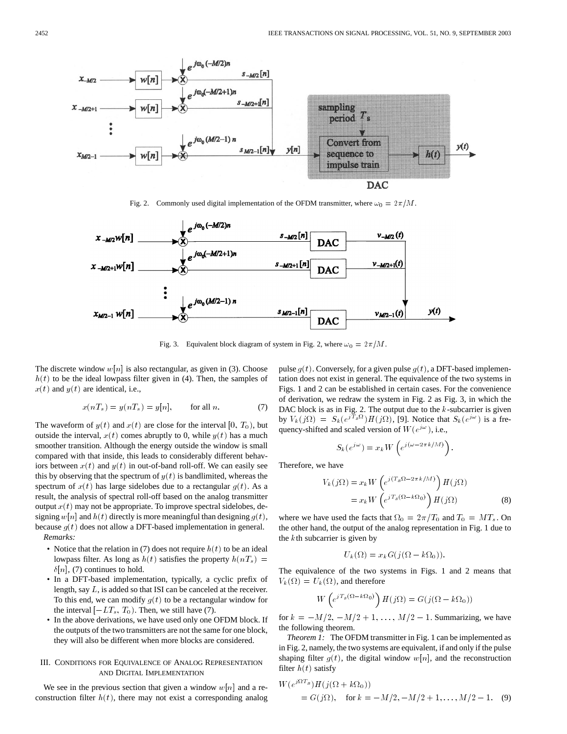Fig. 2. Commonly used digital implementation of the OFDM transmitter, where $\omega_0 = 2\pi/M$.

Fig. 3. Equivalent block diagram of system in Fig. 2, where $\omega_0 = 2\pi/M$.

The discrete window $w[n]$ is also rectangular, as given in (3). Choose $h(t)$ to be the ideal lowpass filter given in (4). Then, the samples of $x(t)$ and $y(t)$ are identical, i.e.,

$$x(nT_s) = y(nT_s) = y[n], \qquad \text{for all } n. \tag{7}$$

The waveform of $y(t)$ and $x(t)$ are close for the interval $[0, T_0)$, but outside the interval, $x(t)$ comes abruptly to 0, while $y(t)$ has a much smoother transition. Although the energy outside the window is small compared with that inside, this leads to considerably different behaviors between $x(t)$ and $y(t)$ in out-of-band roll-off. We can easily see this by observing that the spectrum of $y(t)$ is bandlimited, whereas the spectrum of $x(t)$ has large sidelobes due to a rectangular $g(t)$. As a result, the analysis of spectral roll-off based on the analog transmitter output $x(t)$ may not be appropriate. To improve spectral sidelobes, designing $w[n]$ and $h(t)$ directly is more meaningful than designing $g(t)$, because $g(t)$ does not allow a DFT-based implementation in general.

*Remarks:*

- Notice that the relation in (7) does not require $h(t)$ to be an ideal lowpass filter. As long as $h(t)$ satisfies the property $h(nT_s) = \delta[n]$, (7) continues to hold.
- In a DFT-based implementation, typically, a cyclic prefix of length, say $L$, is added so that ISI can be canceled at the receiver. To this end, we can modify $g(t)$ to be a rectangular window for the interval $[-LT_s, T_0)$. Then, we still have (7).
- In the above derivations, we have used only one OFDM block. If the outputs of the two transmitters are not the same for one block, they will also be different when more blocks are considered.

## III. Conditions for Equivalence of Analog Representation and Digital Implementation

We see in the previous section that given a window $w[n]$ and a reconstruction filter $h(t)$, there may not exist a corresponding analog pulse $g(t)$. Conversely, for a given pulse $g(t)$, a DFT-based implementation does not exist in general. The equivalence of the two systems in Figs. 1 and 2 can be established in certain cases. For the convenience of derivation, we redraw the system in Fig. 2 as Fig. 3, in which the DAC block is as in Fig. 2. The output due to the $k$-subcarrier is given by $V_k(j\Omega) = S_k(e^{jT_s\Omega})H(j\Omega)$, [9]. Notice that $S_k(e^{j\omega})$ is a frequency-shifted and scaled version of $W(e^{j\omega})$, i.e.,

$$S_k(e^{j\omega}) = x_k W\left(e^{j(\omega - 2\pi k/M)}\right).$$

Therefore, we have

$$\begin{aligned} V_k(j\Omega) &= x_k W\left(e^{j(T_s\Omega - 2\pi k/M)}\right) H(j\Omega) \\ &= x_k W\left(e^{jT_s(\Omega - k\Omega_0)}\right) H(j\Omega) \end{aligned} \tag{8}$$

where we have used the facts that $\Omega_0 = 2\pi/T_0$ and $T_0 = MT_s$. On the other hand, the output of the analog representation in Fig. 1 due to the $k$th subcarrier is given by

$$U_k(\Omega) = x_k G(j(\Omega - k\Omega_0)).$$

The equivalence of the two systems in Figs. 1 and 2 means that $V_k(\Omega) = U_k(\Omega)$, and therefore

$$W\left(e^{jT_s(\Omega - k\Omega_0)}\right) H(j\Omega) = G(j(\Omega - k\Omega_0))$$

for $k = -M/2, -M/2+1, \ldots, M/2-1$. Summarizing, we have the following theorem.

*Theorem 1:* The OFDM transmitter in Fig. 1 can be implemented as in Fig. 2, namely, the two systems are equivalent, if and only if the pulse shaping filter $g(t)$, the digital window $w[n]$, and the reconstruction filter $h(t)$ satisfy

$$W(e^{j\Omega T_s})H(j(\Omega + k\Omega_0)) = G(j\Omega), \quad \text{for } k = -M/2, -M/2+1, \ldots, M/2-1. \tag{9}$$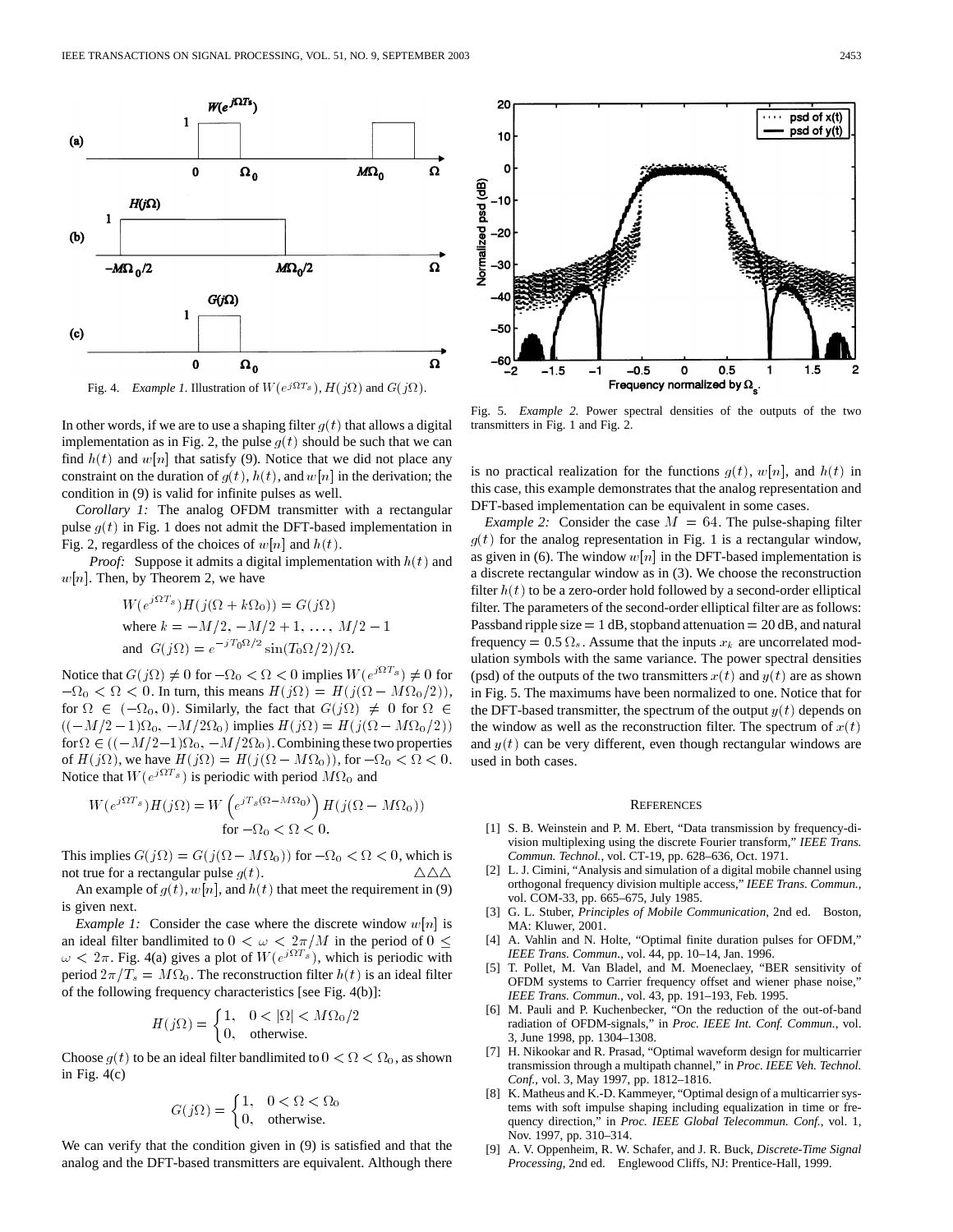(a)

$W(e^{j\Omega T_s})$

1

0 $\Omega_0$ $M\Omega_0$ $\Omega$

(b)

$H(j\Omega)$

1

$-M\Omega_0/2$ $M\Omega_0/2$ $\Omega$

(c)

$G(j\Omega)$

1

0 $\Omega_0$ $\Omega$

Fig. 4. *Example 1.* Illustration of $W(e^{j\Omega T_s})$, $H(j\Omega)$ and $G(j\Omega)$.

In other words, if we are to use a shaping filter $g(t)$ that allows a digital implementation as in Fig. 2, the pulse $g(t)$ should be such that we can find $h(t)$ and $w[n]$ that satisfy (9). Notice that we did not place any constraint on the duration of $g(t)$, $h(t)$, and $w[n]$ in the derivation; the condition in (9) is valid for infinite pulses as well.

*Corollary 1:* The analog OFDM transmitter with a rectangular pulse $g(t)$ in Fig. 1 does not admit the DFT-based implementation in Fig. 2, regardless of the choices of $w[n]$ and $h(t)$.

*Proof:* Suppose it admits a digital implementation with $h(t)$ and $w[n]$. Then, by Theorem 2, we have

$$W(e^{j\Omega T_s})H(j(\Omega + k\Omega_0)) = G(j\Omega)$$
$$\text{where } k = -M/2, -M/2+1, \ldots, M/2-1$$
$$\text{and } G(j\Omega) = e^{-jT_0\Omega/2}\sin(T_0\Omega/2)/\Omega.$$

Notice that $G(j\Omega) \neq 0$ for $-\Omega_0 < \Omega < 0$ implies $W(e^{j\Omega T_s}) \neq 0$ for $-\Omega_0 < \Omega < 0$. In turn, this means $H(j\Omega) = H(j(\Omega - M\Omega_0/2))$, for $\Omega \in (-\Omega_0, 0)$. Similarly, the fact that $G(j\Omega) \neq 0$ for $\Omega \in ((-M/2-1)\Omega_0, -M/2\Omega_0)$ implies $H(j\Omega) = H(j(\Omega - M\Omega_0/2))$ for $\Omega \in ((-M/2-1)\Omega_0, -M/2\Omega_0)$. Combining these two properties of $H(j\Omega)$, we have $H(j\Omega) = H(j(\Omega - M\Omega_0))$, for $-\Omega_0 < \Omega < 0$. Notice that $W(e^{j\Omega T_s})$ is periodic with period $M\Omega_0$ and

$$W(e^{j\Omega T_s})H(j\Omega) = W\left(e^{jT_s(\Omega - M\Omega_0)}\right)H(j(\Omega - M\Omega_0))$$
$$\text{for } -\Omega_0 < \Omega < 0.$$

This implies $G(j\Omega) = G(j(\Omega - M\Omega_0))$ for $-\Omega_0 < \Omega < 0$, which is not true for a rectangular pulse $g(t)$. △△△

An example of $g(t)$, $w[n]$, and $h(t)$ that meet the requirement in (9) is given next.

*Example 1:* Consider the case where the discrete window $w[n]$ is an ideal filter bandlimited to $0 < \omega < 2\pi/M$ in the period of $0 \leq \omega < 2\pi$. Fig. 4(a) gives a plot of $W(e^{j\Omega T_s})$, which is periodic with period $2\pi/T_s = M\Omega_0$. The reconstruction filter $h(t)$ is an ideal filter of the following frequency characteristics [see Fig. 4(b)]:

$$H(j\Omega) = \begin{cases} 1, & 0 < |\Omega| < M\Omega_0/2 \\ 0, & \text{otherwise.} \end{cases}$$

Choose $g(t)$ to be an ideal filter bandlimited to $0 < \Omega < \Omega_0$, as shown in Fig. 4(c)

$$G(j\Omega) = \begin{cases} 1, & 0 < \Omega < \Omega_0 \\ 0, & \text{otherwise.} \end{cases}$$

We can verify that the condition given in (9) is satisfied and that the analog and the DFT-based transmitters are equivalent. Although there is no practical realization for the functions $g(t)$, $w[n]$, and $h(t)$ in this case, this example demonstrates that the analog representation and DFT-based implementation can be equivalent in some cases.

psd of x(t)
psd of y(t)

Normalized psd (dB)

20
10
0
−10
−20
−30
−40
−50
−60

−2 −1.5 −1 −0.5 0 0.5 1 1.5 2

Frequency normalized by $\Omega_s$.

Fig. 5. *Example 2.* Power spectral densities of the outputs of the two transmitters in Fig. 1 and Fig. 2.

*Example 2:* Consider the case $M = 64$. The pulse-shaping filter $g(t)$ for the analog representation in Fig. 1 is a rectangular window, as given in (6). The window $w[n]$ in the DFT-based implementation is a discrete rectangular window as in (3). We choose the reconstruction filter $h(t)$ to be a zero-order hold followed by a second-order elliptical filter. The parameters of the second-order elliptical filter are as follows: Passband ripple size = 1 dB, stopband attenuation = 20 dB, and natural frequency = $0.5\,\Omega_s$. Assume that the inputs $x_k$ are uncorrelated modulation symbols with the same variance. The power spectral densities (psd) of the outputs of the two transmitters $x(t)$ and $y(t)$ are as shown in Fig. 5. The maximums have been normalized to one. Notice that for the DFT-based transmitter, the spectrum of the output $y(t)$ depends on the window as well as the reconstruction filter. The spectrum of $x(t)$ and $y(t)$ can be very different, even though rectangular windows are used in both cases.

## REFERENCES

[1] S. B. Weinstein and P. M. Ebert, "Data transmission by frequency-division multiplexing using the discrete Fourier transform," *IEEE Trans. Commun. Technol.*, vol. CT-19, pp. 628–636, Oct. 1971.

[2] L. J. Cimini, "Analysis and simulation of a digital mobile channel using orthogonal frequency division multiple access," *IEEE Trans. Commun.*, vol. COM-33, pp. 665–675, July 1985.

[3] G. L. Stuber, *Principles of Mobile Communication*, 2nd ed. Boston, MA: Kluwer, 2001.

[4] A. Vahlin and N. Holte, "Optimal finite duration pulses for OFDM," *IEEE Trans. Commun.*, vol. 44, pp. 10–14, Jan. 1996.

[5] T. Pollet, M. Van Bladel, and M. Moeneclaey, "BER sensitivity of OFDM systems to Carrier frequency offset and wiener phase noise," *IEEE Trans. Commun.*, vol. 43, pp. 191–193, Feb. 1995.

[6] M. Pauli and P. Kuchenbecker, "On the reduction of the out-of-band radiation of OFDM-signals," in *Proc. IEEE Int. Conf. Commun.*, vol. 3, June 1998, pp. 1304–1308.

[7] H. Nikookar and R. Prasad, "Optimal waveform design for multicarrier transmission through a multipath channel," in *Proc. IEEE Veh. Technol. Conf.*, vol. 3, May 1997, pp. 1812–1816.

[8] K. Matheus and K.-D. Kammeyer, "Optimal design of a multicarrier systems with soft impulse shaping including equalization in time or frequency direction," in *Proc. IEEE Global Telecommun. Conf.*, vol. 1, Nov. 1997, pp. 310–314.

[9] A. V. Oppenheim, R. W. Schafer, and J. R. Buck, *Discrete-Time Signal Processing*, 2nd ed. Englewood Cliffs, NJ: Prentice-Hall, 1999.